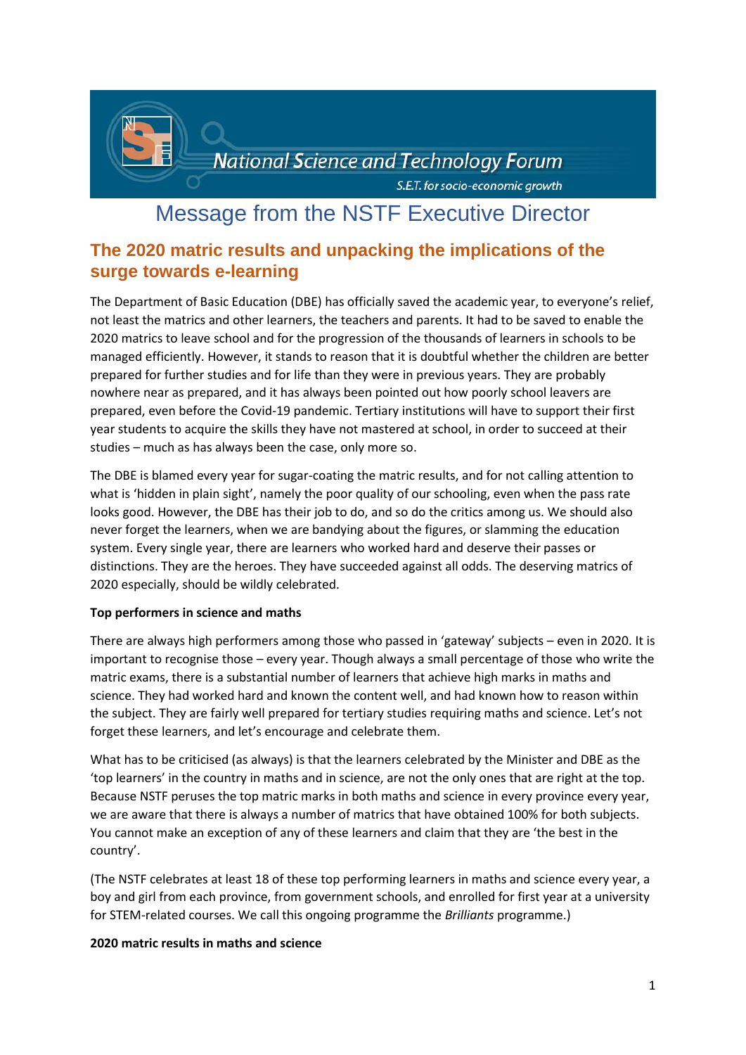National Science and Technology Forum

S.E.T. for socio-economic growth

# Message from the NSTF Executive Director

## The 2020 matric results and unpacking the implications of the surge towards e-learning

The Department of Basic Education (DBE) has officially saved the academic year, to everyone's relief, not least the matrics and other learners, the teachers and parents. It had to be saved to enable the 2020 matrics to leave school and for the progression of the thousands of learners in schools to be managed efficiently. However, it stands to reason that it is doubtful whether the children are better prepared for further studies and for life than they were in previous years. They are probably nowhere near as prepared, and it has always been pointed out how poorly school leavers are prepared, even before the Covid-19 pandemic. Tertiary institutions will have to support their first year students to acquire the skills they have not mastered at school, in order to succeed at their studies – much as has always been the case, only more so.

The DBE is blamed every year for sugar-coating the matric results, and for not calling attention to what is 'hidden in plain sight', namely the poor quality of our schooling, even when the pass rate looks good. However, the DBE has their job to do, and so do the critics among us. We should also never forget the learners, when we are bandying about the figures, or slamming the education system. Every single year, there are learners who worked hard and deserve their passes or distinctions. They are the heroes. They have succeeded against all odds. The deserving matrics of 2020 especially, should be wildly celebrated.

**Top performers in science and maths**

There are always high performers among those who passed in 'gateway' subjects – even in 2020. It is important to recognise those – every year. Though always a small percentage of those who write the matric exams, there is a substantial number of learners that achieve high marks in maths and science. They had worked hard and known the content well, and had known how to reason within the subject. They are fairly well prepared for tertiary studies requiring maths and science. Let's not forget these learners, and let's encourage and celebrate them.

What has to be criticised (as always) is that the learners celebrated by the Minister and DBE as the 'top learners' in the country in maths and in science, are not the only ones that are right at the top. Because NSTF peruses the top matric marks in both maths and science in every province every year, we are aware that there is always a number of matrics that have obtained 100% for both subjects. You cannot make an exception of any of these learners and claim that they are 'the best in the country'.

(The NSTF celebrates at least 18 of these top performing learners in maths and science every year, a boy and girl from each province, from government schools, and enrolled for first year at a university for STEM-related courses. We call this ongoing programme the *Brilliants* programme.)

**2020 matric results in maths and science**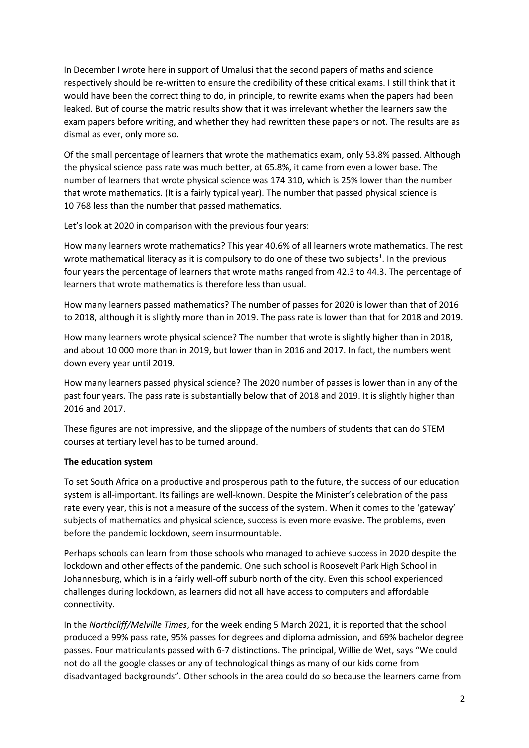In December I wrote here in support of Umalusi that the second papers of maths and science respectively should be re-written to ensure the credibility of these critical exams. I still think that it would have been the correct thing to do, in principle, to rewrite exams when the papers had been leaked. But of course the matric results show that it was irrelevant whether the learners saw the exam papers before writing, and whether they had rewritten these papers or not. The results are as dismal as ever, only more so.

Of the small percentage of learners that wrote the mathematics exam, only 53.8% passed. Although the physical science pass rate was much better, at 65.8%, it came from even a lower base. The number of learners that wrote physical science was 174 310, which is 25% lower than the number that wrote mathematics. (It is a fairly typical year). The number that passed physical science is 10 768 less than the number that passed mathematics.

Let's look at 2020 in comparison with the previous four years:

How many learners wrote mathematics? This year 40.6% of all learners wrote mathematics. The rest wrote mathematical literacy as it is compulsory to do one of these two subjects[1]. In the previous four years the percentage of learners that wrote maths ranged from 42.3 to 44.3. The percentage of learners that wrote mathematics is therefore less than usual.

How many learners passed mathematics? The number of passes for 2020 is lower than that of 2016 to 2018, although it is slightly more than in 2019. The pass rate is lower than that for 2018 and 2019.

How many learners wrote physical science? The number that wrote is slightly higher than in 2018, and about 10 000 more than in 2019, but lower than in 2016 and 2017. In fact, the numbers went down every year until 2019.

How many learners passed physical science? The 2020 number of passes is lower than in any of the past four years. The pass rate is substantially below that of 2018 and 2019. It is slightly higher than 2016 and 2017.

These figures are not impressive, and the slippage of the numbers of students that can do STEM courses at tertiary level has to be turned around.

**The education system**

To set South Africa on a productive and prosperous path to the future, the success of our education system is all-important. Its failings are well-known. Despite the Minister's celebration of the pass rate every year, this is not a measure of the success of the system. When it comes to the 'gateway' subjects of mathematics and physical science, success is even more evasive. The problems, even before the pandemic lockdown, seem insurmountable.

Perhaps schools can learn from those schools who managed to achieve success in 2020 despite the lockdown and other effects of the pandemic. One such school is Roosevelt Park High School in Johannesburg, which is in a fairly well-off suburb north of the city. Even this school experienced challenges during lockdown, as learners did not all have access to computers and affordable connectivity.

In the *Northcliff/Melville Times*, for the week ending 5 March 2021, it is reported that the school produced a 99% pass rate, 95% passes for degrees and diploma admission, and 69% bachelor degree passes. Four matriculants passed with 6-7 distinctions. The principal, Willie de Wet, says "We could not do all the google classes or any of technological things as many of our kids come from disadvantaged backgrounds". Other schools in the area could do so because the learners came from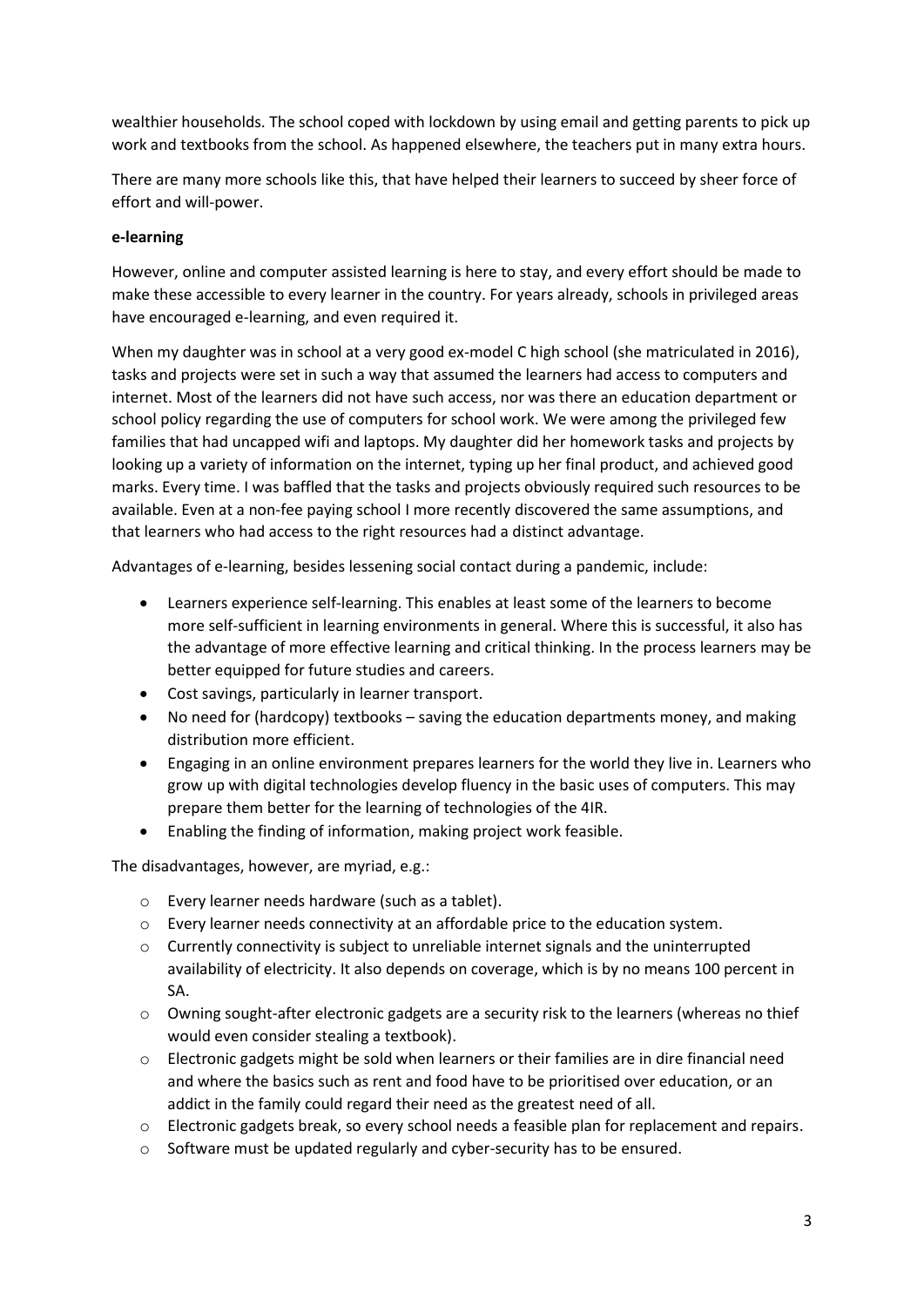wealthier households. The school coped with lockdown by using email and getting parents to pick up work and textbooks from the school. As happened elsewhere, the teachers put in many extra hours.

There are many more schools like this, that have helped their learners to succeed by sheer force of effort and will-power.

**e-learning**

However, online and computer assisted learning is here to stay, and every effort should be made to make these accessible to every learner in the country. For years already, schools in privileged areas have encouraged e-learning, and even required it.

When my daughter was in school at a very good ex-model C high school (she matriculated in 2016), tasks and projects were set in such a way that assumed the learners had access to computers and internet. Most of the learners did not have such access, nor was there an education department or school policy regarding the use of computers for school work. We were among the privileged few families that had uncapped wifi and laptops. My daughter did her homework tasks and projects by looking up a variety of information on the internet, typing up her final product, and achieved good marks. Every time. I was baffled that the tasks and projects obviously required such resources to be available. Even at a non-fee paying school I more recently discovered the same assumptions, and that learners who had access to the right resources had a distinct advantage.

Advantages of e-learning, besides lessening social contact during a pandemic, include:

- Learners experience self-learning. This enables at least some of the learners to become more self-sufficient in learning environments in general. Where this is successful, it also has the advantage of more effective learning and critical thinking. In the process learners may be better equipped for future studies and careers.
- Cost savings, particularly in learner transport.
- No need for (hardcopy) textbooks – saving the education departments money, and making distribution more efficient.
- Engaging in an online environment prepares learners for the world they live in. Learners who grow up with digital technologies develop fluency in the basic uses of computers. This may prepare them better for the learning of technologies of the 4IR.
- Enabling the finding of information, making project work feasible.

The disadvantages, however, are myriad, e.g.:

- Every learner needs hardware (such as a tablet).
- Every learner needs connectivity at an affordable price to the education system.
- Currently connectivity is subject to unreliable internet signals and the uninterrupted availability of electricity. It also depends on coverage, which is by no means 100 percent in SA.
- Owning sought-after electronic gadgets are a security risk to the learners (whereas no thief would even consider stealing a textbook).
- Electronic gadgets might be sold when learners or their families are in dire financial need and where the basics such as rent and food have to be prioritised over education, or an addict in the family could regard their need as the greatest need of all.
- Electronic gadgets break, so every school needs a feasible plan for replacement and repairs.
- Software must be updated regularly and cyber-security has to be ensured.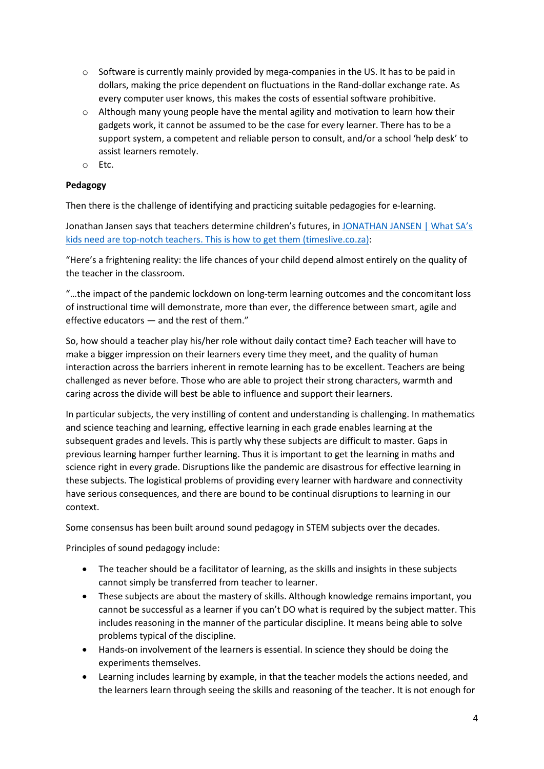- Software is currently mainly provided by mega-companies in the US. It has to be paid in dollars, making the price dependent on fluctuations in the Rand-dollar exchange rate. As every computer user knows, this makes the costs of essential software prohibitive.
- Although many young people have the mental agility and motivation to learn how their gadgets work, it cannot be assumed to be the case for every learner. There has to be a support system, a competent and reliable person to consult, and/or a school 'help desk' to assist learners remotely.
- Etc.

**Pedagogy**

Then there is the challenge of identifying and practicing suitable pedagogies for e-learning.

Jonathan Jansen says that teachers determine children's futures, in [JONATHAN JANSEN | What SA's kids need are top-notch teachers. This is how to get them (timeslive.co.za)]:

"Here's a frightening reality: the life chances of your child depend almost entirely on the quality of the teacher in the classroom.

"…the impact of the pandemic lockdown on long-term learning outcomes and the concomitant loss of instructional time will demonstrate, more than ever, the difference between smart, agile and effective educators — and the rest of them."

So, how should a teacher play his/her role without daily contact time? Each teacher will have to make a bigger impression on their learners every time they meet, and the quality of human interaction across the barriers inherent in remote learning has to be excellent. Teachers are being challenged as never before. Those who are able to project their strong characters, warmth and caring across the divide will best be able to influence and support their learners.

In particular subjects, the very instilling of content and understanding is challenging. In mathematics and science teaching and learning, effective learning in each grade enables learning at the subsequent grades and levels. This is partly why these subjects are difficult to master. Gaps in previous learning hamper further learning. Thus it is important to get the learning in maths and science right in every grade. Disruptions like the pandemic are disastrous for effective learning in these subjects. The logistical problems of providing every learner with hardware and connectivity have serious consequences, and there are bound to be continual disruptions to learning in our context.

Some consensus has been built around sound pedagogy in STEM subjects over the decades.

Principles of sound pedagogy include:

- The teacher should be a facilitator of learning, as the skills and insights in these subjects cannot simply be transferred from teacher to learner.
- These subjects are about the mastery of skills. Although knowledge remains important, you cannot be successful as a learner if you can't DO what is required by the subject matter. This includes reasoning in the manner of the particular discipline. It means being able to solve problems typical of the discipline.
- Hands-on involvement of the learners is essential. In science they should be doing the experiments themselves.
- Learning includes learning by example, in that the teacher models the actions needed, and the learners learn through seeing the skills and reasoning of the teacher. It is not enough for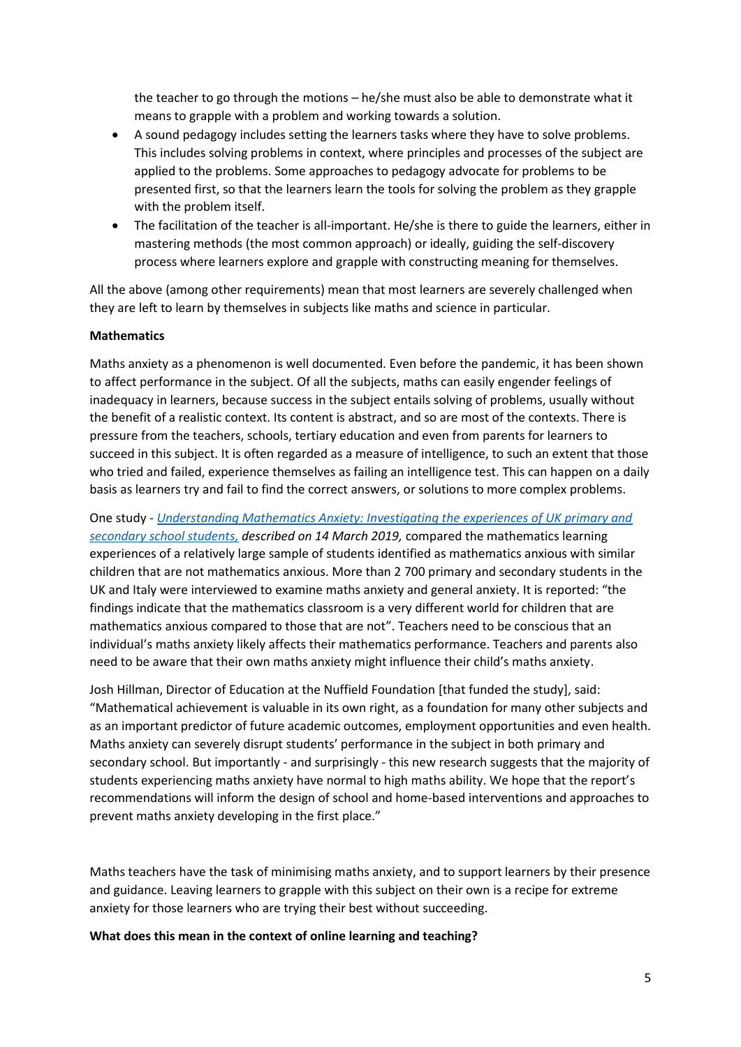the teacher to go through the motions – he/she must also be able to demonstrate what it means to grapple with a problem and working towards a solution.

- A sound pedagogy includes setting the learners tasks where they have to solve problems. This includes solving problems in context, where principles and processes of the subject are applied to the problems. Some approaches to pedagogy advocate for problems to be presented first, so that the learners learn the tools for solving the problem as they grapple with the problem itself.
- The facilitation of the teacher is all-important. He/she is there to guide the learners, either in mastering methods (the most common approach) or ideally, guiding the self-discovery process where learners explore and grapple with constructing meaning for themselves.

All the above (among other requirements) mean that most learners are severely challenged when they are left to learn by themselves in subjects like maths and science in particular.

**Mathematics**

Maths anxiety as a phenomenon is well documented. Even before the pandemic, it has been shown to affect performance in the subject. Of all the subjects, maths can easily engender feelings of inadequacy in learners, because success in the subject entails solving of problems, usually without the benefit of a realistic context. Its content is abstract, and so are most of the contexts. There is pressure from the teachers, schools, tertiary education and even from parents for learners to succeed in this subject. It is often regarded as a measure of intelligence, to such an extent that those who tried and failed, experience themselves as failing an intelligence test. This can happen on a daily basis as learners try and fail to find the correct answers, or solutions to more complex problems.

One study - *Understanding Mathematics Anxiety: Investigating the experiences of UK primary and secondary school students, described on 14 March 2019,* compared the mathematics learning experiences of a relatively large sample of students identified as mathematics anxious with similar children that are not mathematics anxious. More than 2 700 primary and secondary students in the UK and Italy were interviewed to examine maths anxiety and general anxiety. It is reported: "the findings indicate that the mathematics classroom is a very different world for children that are mathematics anxious compared to those that are not". Teachers need to be conscious that an individual's maths anxiety likely affects their mathematics performance. Teachers and parents also need to be aware that their own maths anxiety might influence their child's maths anxiety.

Josh Hillman, Director of Education at the Nuffield Foundation [that funded the study], said: "Mathematical achievement is valuable in its own right, as a foundation for many other subjects and as an important predictor of future academic outcomes, employment opportunities and even health. Maths anxiety can severely disrupt students' performance in the subject in both primary and secondary school. But importantly - and surprisingly - this new research suggests that the majority of students experiencing maths anxiety have normal to high maths ability. We hope that the report's recommendations will inform the design of school and home-based interventions and approaches to prevent maths anxiety developing in the first place."

Maths teachers have the task of minimising maths anxiety, and to support learners by their presence and guidance. Leaving learners to grapple with this subject on their own is a recipe for extreme anxiety for those learners who are trying their best without succeeding.

**What does this mean in the context of online learning and teaching?**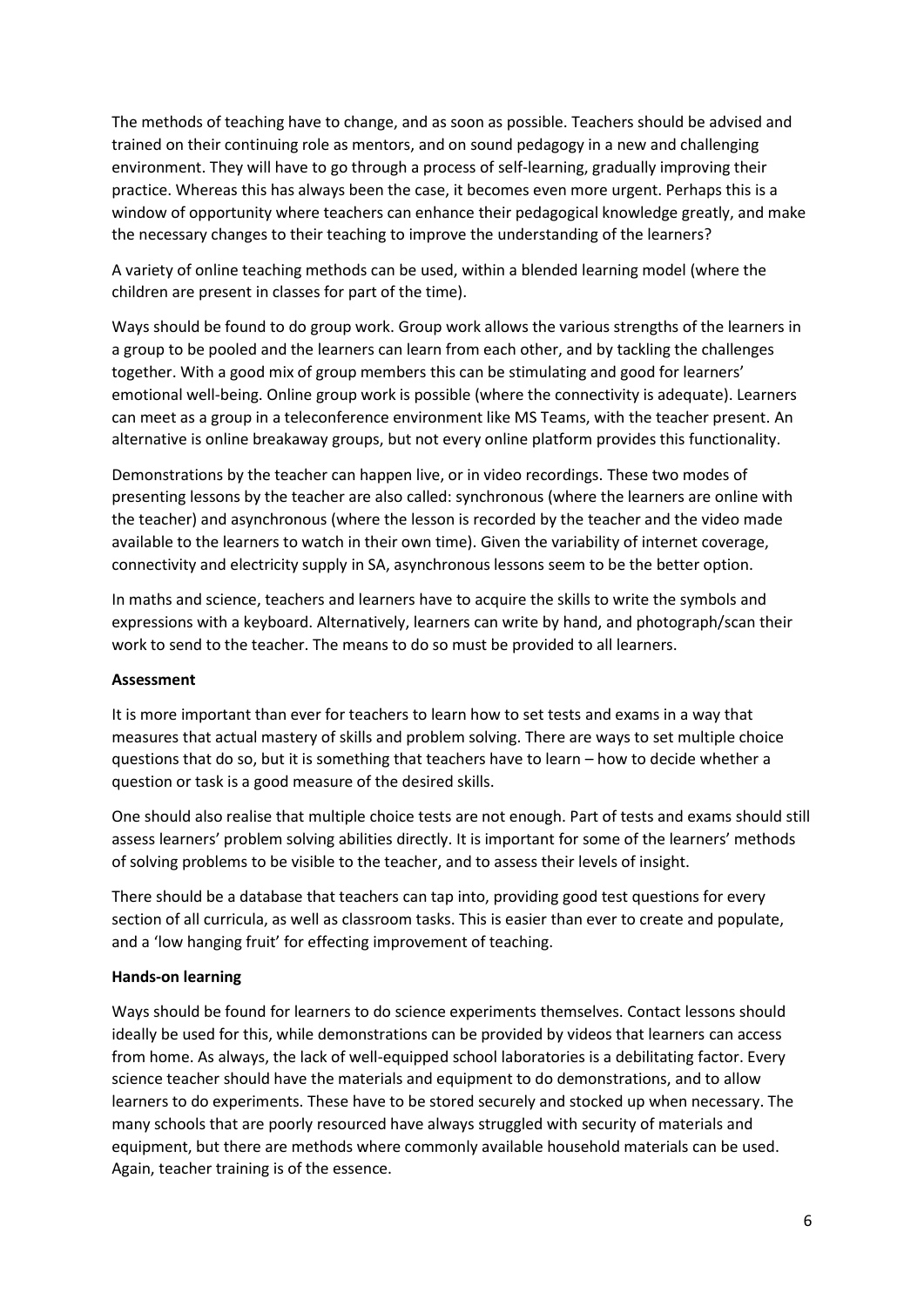The methods of teaching have to change, and as soon as possible. Teachers should be advised and trained on their continuing role as mentors, and on sound pedagogy in a new and challenging environment. They will have to go through a process of self-learning, gradually improving their practice. Whereas this has always been the case, it becomes even more urgent. Perhaps this is a window of opportunity where teachers can enhance their pedagogical knowledge greatly, and make the necessary changes to their teaching to improve the understanding of the learners?

A variety of online teaching methods can be used, within a blended learning model (where the children are present in classes for part of the time).

Ways should be found to do group work. Group work allows the various strengths of the learners in a group to be pooled and the learners can learn from each other, and by tackling the challenges together. With a good mix of group members this can be stimulating and good for learners' emotional well-being. Online group work is possible (where the connectivity is adequate). Learners can meet as a group in a teleconference environment like MS Teams, with the teacher present. An alternative is online breakaway groups, but not every online platform provides this functionality.

Demonstrations by the teacher can happen live, or in video recordings. These two modes of presenting lessons by the teacher are also called: synchronous (where the learners are online with the teacher) and asynchronous (where the lesson is recorded by the teacher and the video made available to the learners to watch in their own time). Given the variability of internet coverage, connectivity and electricity supply in SA, asynchronous lessons seem to be the better option.

In maths and science, teachers and learners have to acquire the skills to write the symbols and expressions with a keyboard. Alternatively, learners can write by hand, and photograph/scan their work to send to the teacher. The means to do so must be provided to all learners.

**Assessment**

It is more important than ever for teachers to learn how to set tests and exams in a way that measures that actual mastery of skills and problem solving. There are ways to set multiple choice questions that do so, but it is something that teachers have to learn – how to decide whether a question or task is a good measure of the desired skills.

One should also realise that multiple choice tests are not enough. Part of tests and exams should still assess learners' problem solving abilities directly. It is important for some of the learners' methods of solving problems to be visible to the teacher, and to assess their levels of insight.

There should be a database that teachers can tap into, providing good test questions for every section of all curricula, as well as classroom tasks. This is easier than ever to create and populate, and a 'low hanging fruit' for effecting improvement of teaching.

**Hands-on learning**

Ways should be found for learners to do science experiments themselves. Contact lessons should ideally be used for this, while demonstrations can be provided by videos that learners can access from home. As always, the lack of well-equipped school laboratories is a debilitating factor. Every science teacher should have the materials and equipment to do demonstrations, and to allow learners to do experiments. These have to be stored securely and stocked up when necessary. The many schools that are poorly resourced have always struggled with security of materials and equipment, but there are methods where commonly available household materials can be used. Again, teacher training is of the essence.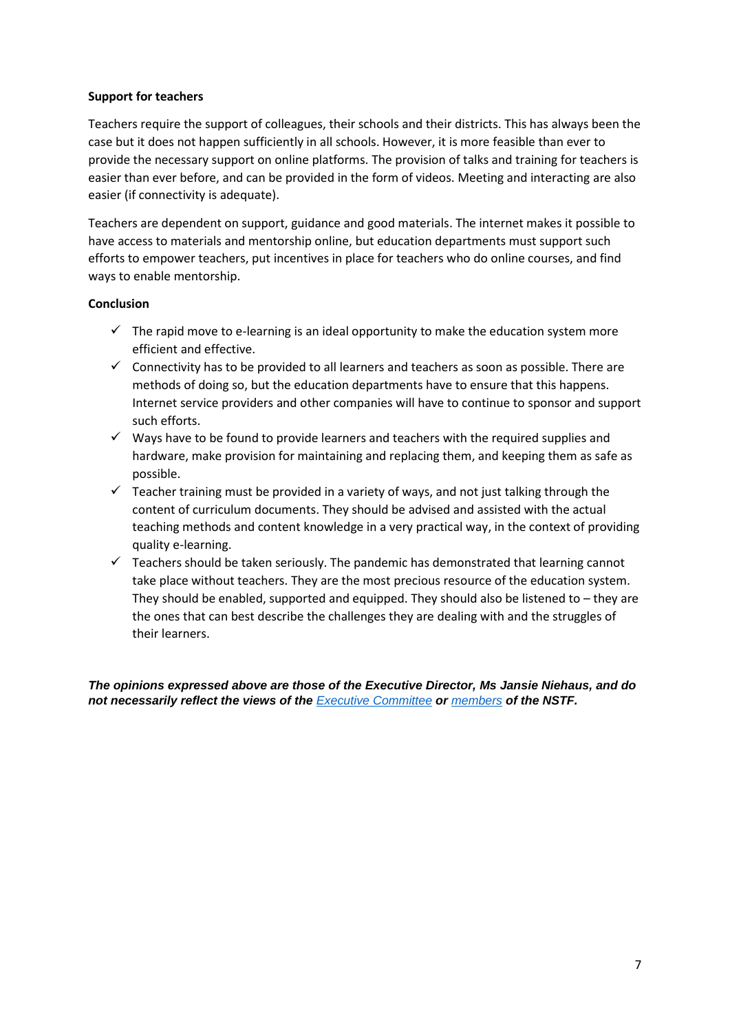**Support for teachers**

Teachers require the support of colleagues, their schools and their districts. This has always been the case but it does not happen sufficiently in all schools. However, it is more feasible than ever to provide the necessary support on online platforms. The provision of talks and training for teachers is easier than ever before, and can be provided in the form of videos. Meeting and interacting are also easier (if connectivity is adequate).

Teachers are dependent on support, guidance and good materials. The internet makes it possible to have access to materials and mentorship online, but education departments must support such efforts to empower teachers, put incentives in place for teachers who do online courses, and find ways to enable mentorship.

**Conclusion**

- ✓ The rapid move to e-learning is an ideal opportunity to make the education system more efficient and effective.
- ✓ Connectivity has to be provided to all learners and teachers as soon as possible. There are methods of doing so, but the education departments have to ensure that this happens. Internet service providers and other companies will have to continue to sponsor and support such efforts.
- ✓ Ways have to be found to provide learners and teachers with the required supplies and hardware, make provision for maintaining and replacing them, and keeping them as safe as possible.
- ✓ Teacher training must be provided in a variety of ways, and not just talking through the content of curriculum documents. They should be advised and assisted with the actual teaching methods and content knowledge in a very practical way, in the context of providing quality e-learning.
- ✓ Teachers should be taken seriously. The pandemic has demonstrated that learning cannot take place without teachers. They are the most precious resource of the education system. They should be enabled, supported and equipped. They should also be listened to – they are the ones that can best describe the challenges they are dealing with and the struggles of their learners.

***The opinions expressed above are those of the Executive Director, Ms Jansie Niehaus, and do not necessarily reflect the views of the Executive Committee or members of the NSTF.***